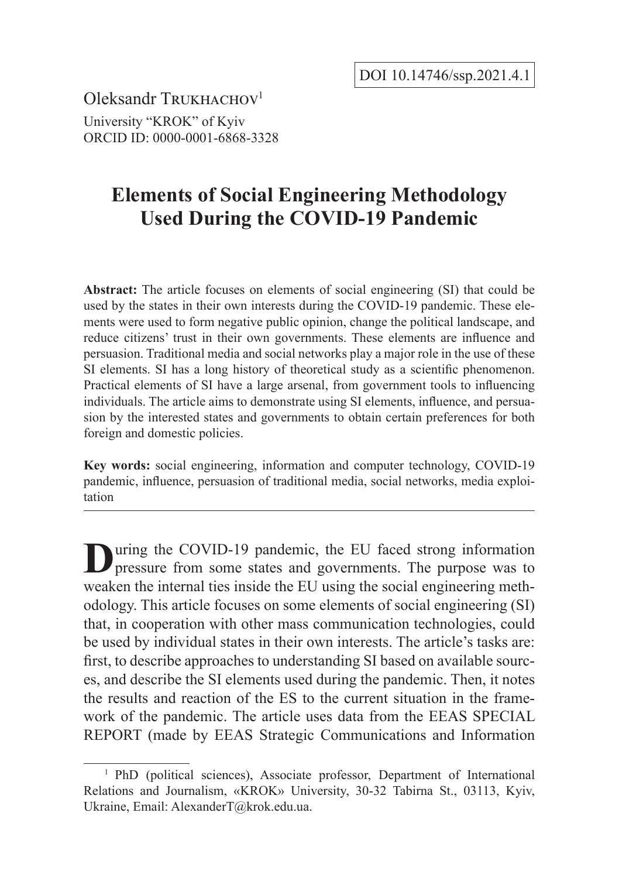DOI 10.14746/ssp.2021.4.1

Oleksandr Trukhachov[1]

University "KROK" of Kyiv
ORCID ID: 0000-0001-6868-3328

# Elements of Social Engineering Methodology Used During the COVID-19 Pandemic

**Abstract:** The article focuses on elements of social engineering (SI) that could be used by the states in their own interests during the COVID-19 pandemic. These elements were used to form negative public opinion, change the political landscape, and reduce citizens' trust in their own governments. These elements are influence and persuasion. Traditional media and social networks play a major role in the use of these SI elements. SI has a long history of theoretical study as a scientific phenomenon. Practical elements of SI have a large arsenal, from government tools to influencing individuals. The article aims to demonstrate using SI elements, influence, and persuasion by the interested states and governments to obtain certain preferences for both foreign and domestic policies.

**Key words:** social engineering, information and computer technology, COVID-19 pandemic, influence, persuasion of traditional media, social networks, media exploitation

---

During the COVID-19 pandemic, the EU faced strong information pressure from some states and governments. The purpose was to weaken the internal ties inside the EU using the social engineering methodology. This article focuses on some elements of social engineering (SI) that, in cooperation with other mass communication technologies, could be used by individual states in their own interests. The article's tasks are: first, to describe approaches to understanding SI based on available sources, and describe the SI elements used during the pandemic. Then, it notes the results and reaction of the ES to the current situation in the framework of the pandemic. The article uses data from the EEAS SPECIAL REPORT (made by EEAS Strategic Communications and Information

---

[1] PhD (political sciences), Associate professor, Department of International Relations and Journalism, «KROK» University, 30-32 Tabirna St., 03113, Kyiv, Ukraine, Email: AlexanderT@krok.edu.ua.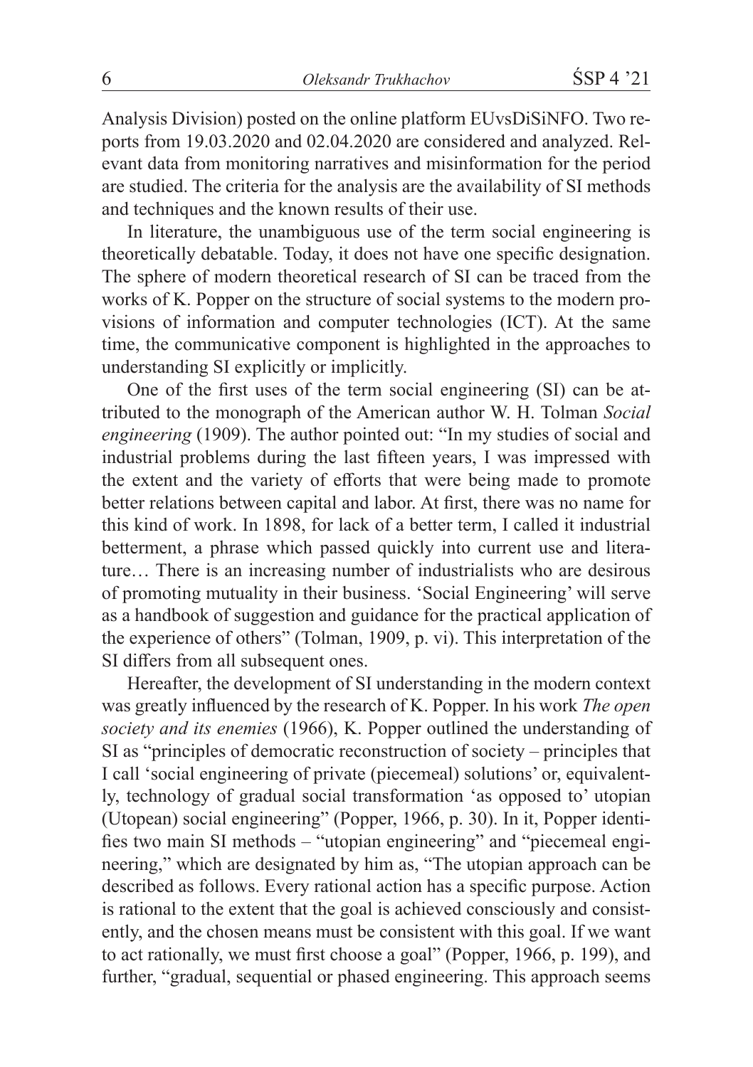Analysis Division) posted on the online platform EUvsDiSiNFO. Two reports from 19.03.2020 and 02.04.2020 are considered and analyzed. Relevant data from monitoring narratives and misinformation for the period are studied. The criteria for the analysis are the availability of SI methods and techniques and the known results of their use.

In literature, the unambiguous use of the term social engineering is theoretically debatable. Today, it does not have one specific designation. The sphere of modern theoretical research of SI can be traced from the works of K. Popper on the structure of social systems to the modern provisions of information and computer technologies (ICT). At the same time, the communicative component is highlighted in the approaches to understanding SI explicitly or implicitly.

One of the first uses of the term social engineering (SI) can be attributed to the monograph of the American author W. H. Tolman *Social engineering* (1909). The author pointed out: "In my studies of social and industrial problems during the last fifteen years, I was impressed with the extent and the variety of efforts that were being made to promote better relations between capital and labor. At first, there was no name for this kind of work. In 1898, for lack of a better term, I called it industrial betterment, a phrase which passed quickly into current use and literature… There is an increasing number of industrialists who are desirous of promoting mutuality in their business. 'Social Engineering' will serve as a handbook of suggestion and guidance for the practical application of the experience of others" (Tolman, 1909, p. vi). This interpretation of the SI differs from all subsequent ones.

Hereafter, the development of SI understanding in the modern context was greatly influenced by the research of K. Popper. In his work *The open society and its enemies* (1966), K. Popper outlined the understanding of SI as "principles of democratic reconstruction of society – principles that I call 'social engineering of private (piecemeal) solutions' or, equivalently, technology of gradual social transformation 'as opposed to' utopian (Utopean) social engineering" (Popper, 1966, p. 30). In it, Popper identifies two main SI methods – "utopian engineering" and "piecemeal engineering," which are designated by him as, "The utopian approach can be described as follows. Every rational action has a specific purpose. Action is rational to the extent that the goal is achieved consciously and consistently, and the chosen means must be consistent with this goal. If we want to act rationally, we must first choose a goal" (Popper, 1966, p. 199), and further, "gradual, sequential or phased engineering. This approach seems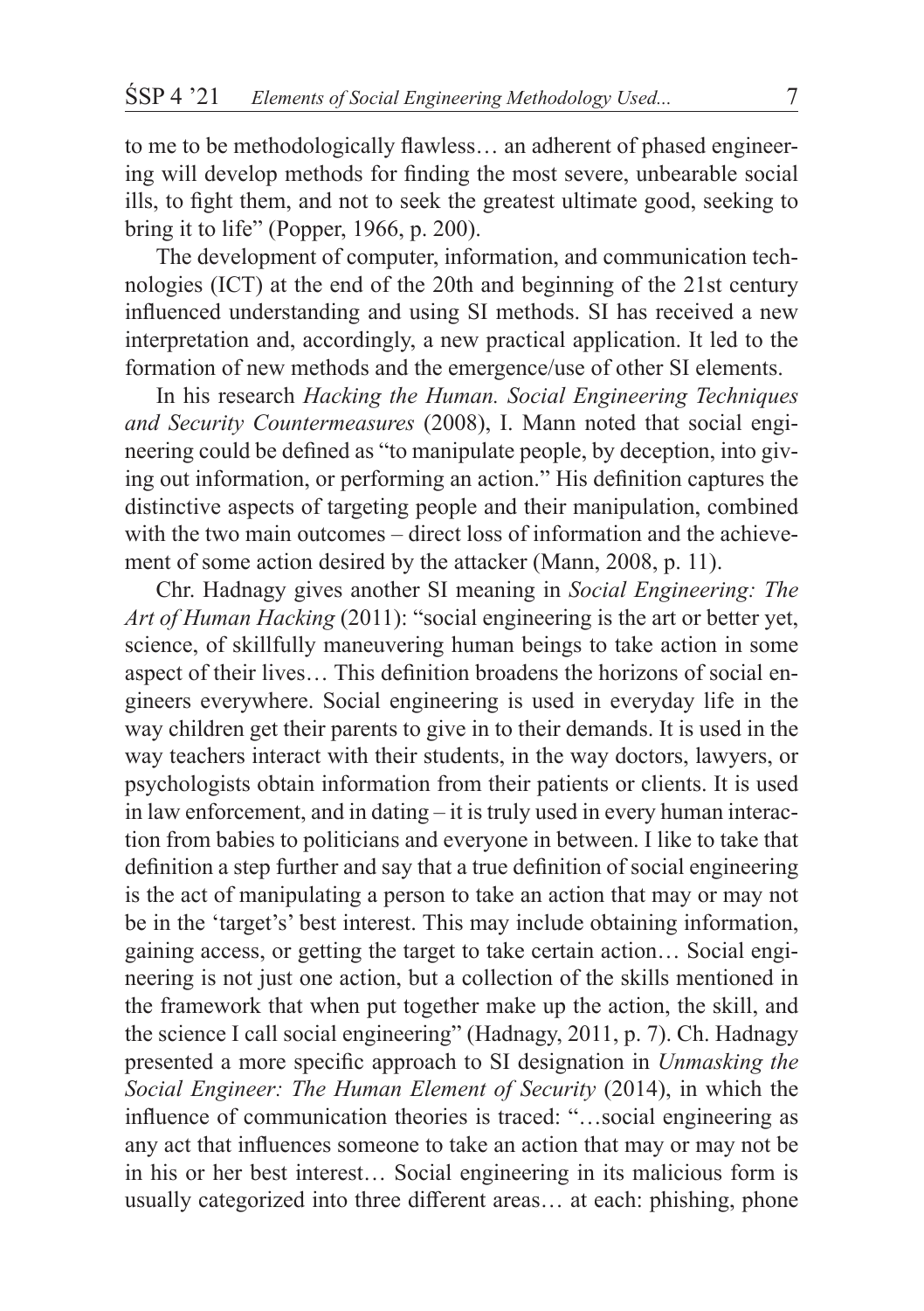to me to be methodologically flawless… an adherent of phased engineering will develop methods for finding the most severe, unbearable social ills, to fight them, and not to seek the greatest ultimate good, seeking to bring it to life" (Popper, 1966, p. 200).

The development of computer, information, and communication technologies (ICT) at the end of the 20th and beginning of the 21st century influenced understanding and using SI methods. SI has received a new interpretation and, accordingly, a new practical application. It led to the formation of new methods and the emergence/use of other SI elements.

In his research *Hacking the Human. Social Engineering Techniques and Security Countermeasures* (2008), I. Mann noted that social engineering could be defined as "to manipulate people, by deception, into giving out information, or performing an action." His definition captures the distinctive aspects of targeting people and their manipulation, combined with the two main outcomes – direct loss of information and the achievement of some action desired by the attacker (Mann, 2008, p. 11).

Chr. Hadnagy gives another SI meaning in *Social Engineering: The Art of Human Hacking* (2011): "social engineering is the art or better yet, science, of skillfully maneuvering human beings to take action in some aspect of their lives… This definition broadens the horizons of social engineers everywhere. Social engineering is used in everyday life in the way children get their parents to give in to their demands. It is used in the way teachers interact with their students, in the way doctors, lawyers, or psychologists obtain information from their patients or clients. It is used in law enforcement, and in dating – it is truly used in every human interaction from babies to politicians and everyone in between. I like to take that definition a step further and say that a true definition of social engineering is the act of manipulating a person to take an action that may or may not be in the 'target's' best interest. This may include obtaining information, gaining access, or getting the target to take certain action… Social engineering is not just one action, but a collection of the skills mentioned in the framework that when put together make up the action, the skill, and the science I call social engineering" (Hadnagy, 2011, p. 7). Ch. Hadnagy presented a more specific approach to SI designation in *Unmasking the Social Engineer: The Human Element of Security* (2014), in which the influence of communication theories is traced: "…social engineering as any act that influences someone to take an action that may or may not be in his or her best interest… Social engineering in its malicious form is usually categorized into three different areas… at each: phishing, phone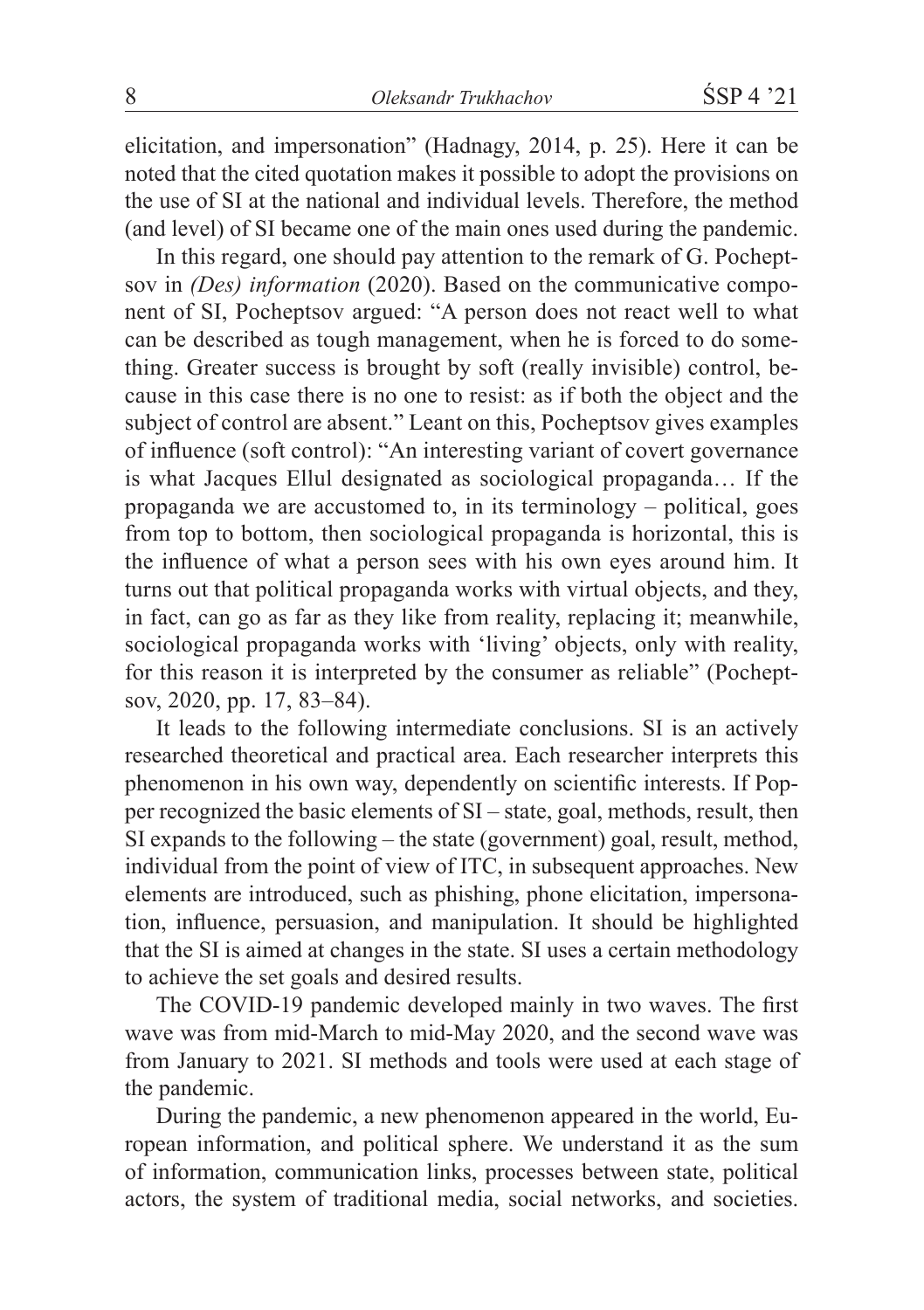elicitation, and impersonation" (Hadnagy, 2014, p. 25). Here it can be noted that the cited quotation makes it possible to adopt the provisions on the use of SI at the national and individual levels. Therefore, the method (and level) of SI became one of the main ones used during the pandemic.

In this regard, one should pay attention to the remark of G. Pocheptsov in *(Des) information* (2020). Based on the communicative component of SI, Pocheptsov argued: "A person does not react well to what can be described as tough management, when he is forced to do something. Greater success is brought by soft (really invisible) control, because in this case there is no one to resist: as if both the object and the subject of control are absent." Leant on this, Pocheptsov gives examples of influence (soft control): "An interesting variant of covert governance is what Jacques Ellul designated as sociological propaganda… If the propaganda we are accustomed to, in its terminology – political, goes from top to bottom, then sociological propaganda is horizontal, this is the influence of what a person sees with his own eyes around him. It turns out that political propaganda works with virtual objects, and they, in fact, can go as far as they like from reality, replacing it; meanwhile, sociological propaganda works with 'living' objects, only with reality, for this reason it is interpreted by the consumer as reliable" (Pocheptsov, 2020, pp. 17, 83–84).

It leads to the following intermediate conclusions. SI is an actively researched theoretical and practical area. Each researcher interprets this phenomenon in his own way, dependently on scientific interests. If Popper recognized the basic elements of SI – state, goal, methods, result, then SI expands to the following – the state (government) goal, result, method, individual from the point of view of ITC, in subsequent approaches. New elements are introduced, such as phishing, phone elicitation, impersonation, influence, persuasion, and manipulation. It should be highlighted that the SI is aimed at changes in the state. SI uses a certain methodology to achieve the set goals and desired results.

The COVID-19 pandemic developed mainly in two waves. The first wave was from mid-March to mid-May 2020, and the second wave was from January to 2021. SI methods and tools were used at each stage of the pandemic.

During the pandemic, a new phenomenon appeared in the world, European information, and political sphere. We understand it as the sum of information, communication links, processes between state, political actors, the system of traditional media, social networks, and societies.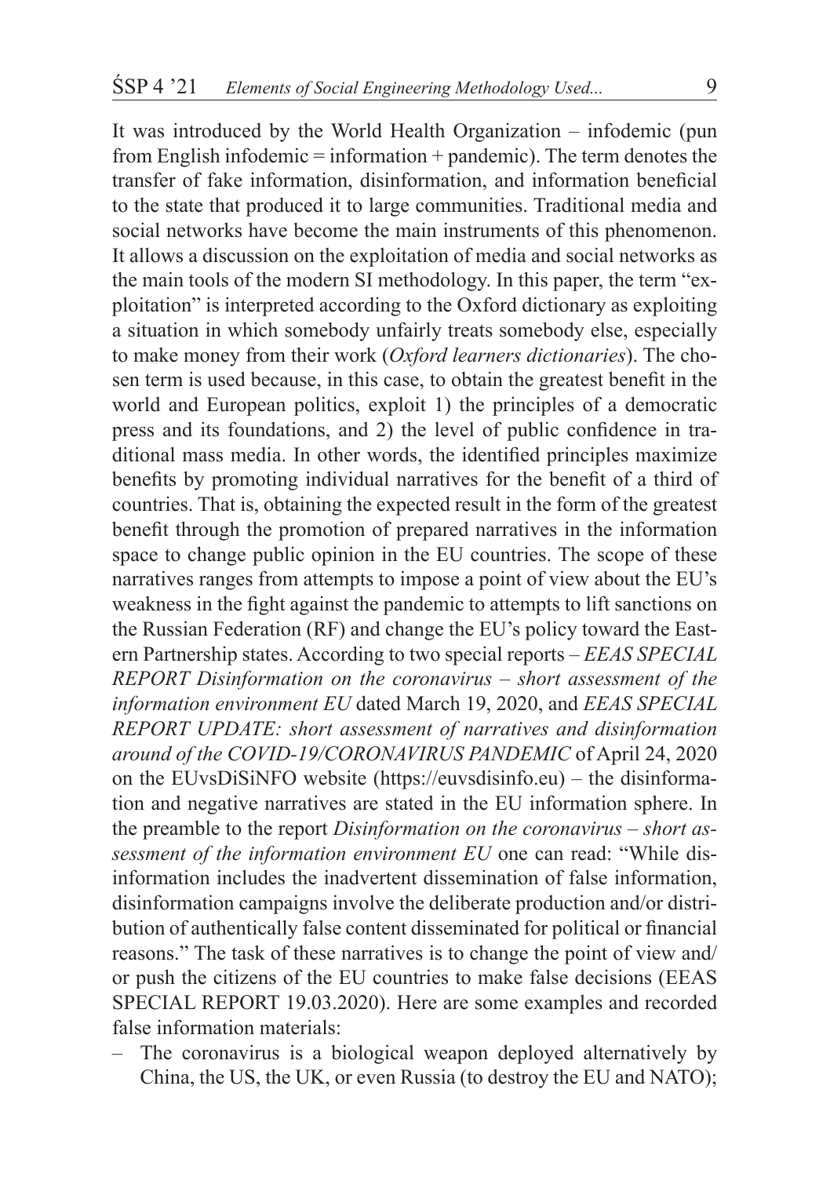It was introduced by the World Health Organization – infodemic (pun from English infodemic = information + pandemic). The term denotes the transfer of fake information, disinformation, and information beneficial to the state that produced it to large communities. Traditional media and social networks have become the main instruments of this phenomenon. It allows a discussion on the exploitation of media and social networks as the main tools of the modern SI methodology. In this paper, the term "exploitation" is interpreted according to the Oxford dictionary as exploiting a situation in which somebody unfairly treats somebody else, especially to make money from their work (*Oxford learners dictionaries*). The chosen term is used because, in this case, to obtain the greatest benefit in the world and European politics, exploit 1) the principles of a democratic press and its foundations, and 2) the level of public confidence in traditional mass media. In other words, the identified principles maximize benefits by promoting individual narratives for the benefit of a third of countries. That is, obtaining the expected result in the form of the greatest benefit through the promotion of prepared narratives in the information space to change public opinion in the EU countries. The scope of these narratives ranges from attempts to impose a point of view about the EU's weakness in the fight against the pandemic to attempts to lift sanctions on the Russian Federation (RF) and change the EU's policy toward the Eastern Partnership states. According to two special reports – *EEAS SPECIAL REPORT Disinformation on the coronavirus – short assessment of the information environment EU* dated March 19, 2020, and *EEAS SPECIAL REPORT UPDATE: short assessment of narratives and disinformation around of the COVID-19/CORONAVIRUS PANDEMIC* of April 24, 2020 on the EUvsDiSiNFO website (https://euvsdisinfo.eu) – the disinformation and negative narratives are stated in the EU information sphere. In the preamble to the report *Disinformation on the coronavirus – short assessment of the information environment EU* one can read: "While disinformation includes the inadvertent dissemination of false information, disinformation campaigns involve the deliberate production and/or distribution of authentically false content disseminated for political or financial reasons." The task of these narratives is to change the point of view and/or push the citizens of the EU countries to make false decisions (EEAS SPECIAL REPORT 19.03.2020). Here are some examples and recorded false information materials:

– The coronavirus is a biological weapon deployed alternatively by China, the US, the UK, or even Russia (to destroy the EU and NATO);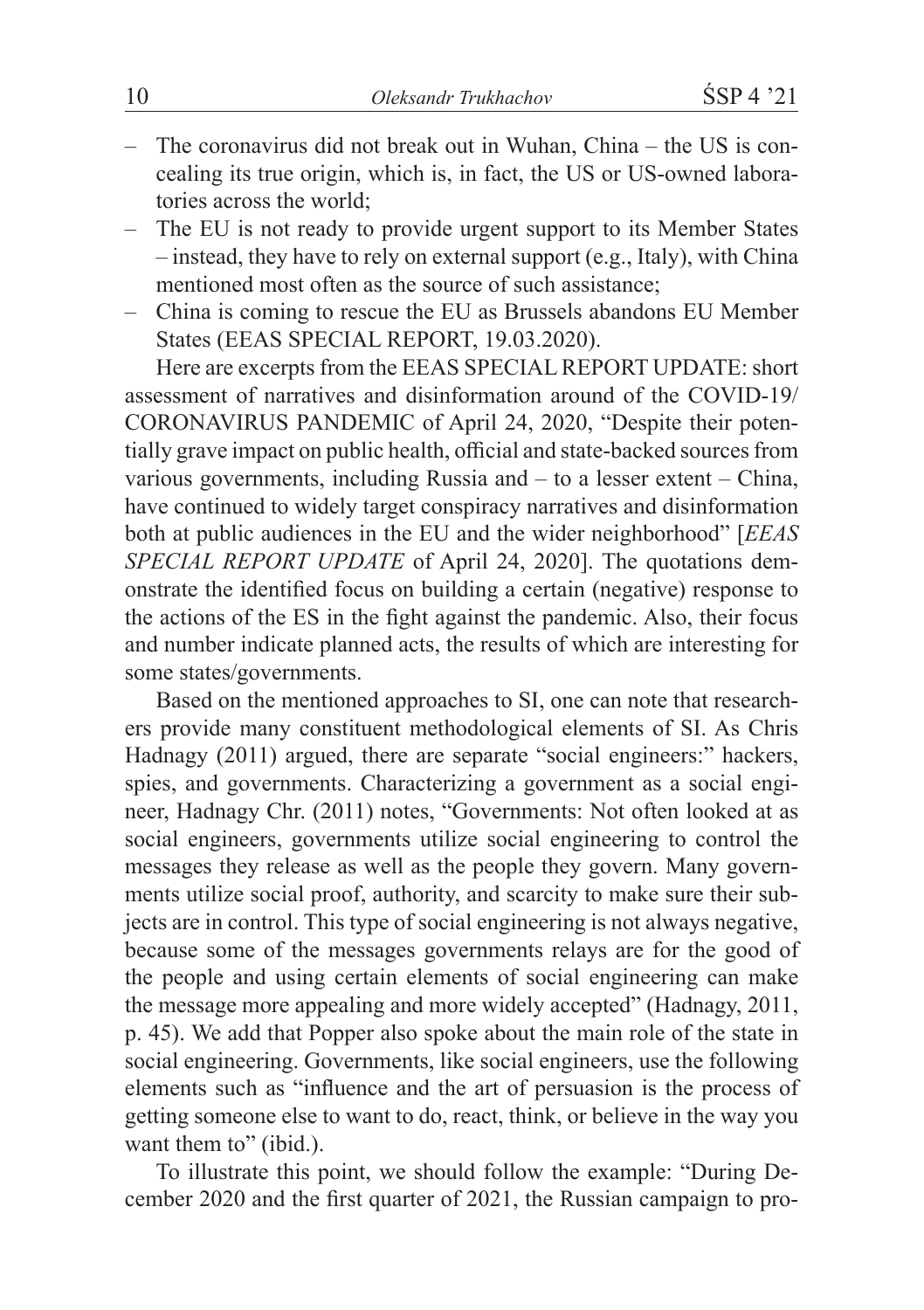- The coronavirus did not break out in Wuhan, China – the US is concealing its true origin, which is, in fact, the US or US-owned laboratories across the world;
- The EU is not ready to provide urgent support to its Member States – instead, they have to rely on external support (e.g., Italy), with China mentioned most often as the source of such assistance;
- China is coming to rescue the EU as Brussels abandons EU Member States (EEAS SPECIAL REPORT, 19.03.2020).

Here are excerpts from the EEAS SPECIAL REPORT UPDATE: short assessment of narratives and disinformation around of the COVID-19/ CORONAVIRUS PANDEMIC of April 24, 2020, "Despite their potentially grave impact on public health, official and state-backed sources from various governments, including Russia and – to a lesser extent – China, have continued to widely target conspiracy narratives and disinformation both at public audiences in the EU and the wider neighborhood" [*EEAS SPECIAL REPORT UPDATE* of April 24, 2020]. The quotations demonstrate the identified focus on building a certain (negative) response to the actions of the ES in the fight against the pandemic. Also, their focus and number indicate planned acts, the results of which are interesting for some states/governments.

Based on the mentioned approaches to SI, one can note that researchers provide many constituent methodological elements of SI. As Chris Hadnagy (2011) argued, there are separate "social engineers:" hackers, spies, and governments. Characterizing a government as a social engineer, Hadnagy Chr. (2011) notes, "Governments: Not often looked at as social engineers, governments utilize social engineering to control the messages they release as well as the people they govern. Many governments utilize social proof, authority, and scarcity to make sure their subjects are in control. This type of social engineering is not always negative, because some of the messages governments relays are for the good of the people and using certain elements of social engineering can make the message more appealing and more widely accepted" (Hadnagy, 2011, p. 45). We add that Popper also spoke about the main role of the state in social engineering. Governments, like social engineers, use the following elements such as "influence and the art of persuasion is the process of getting someone else to want to do, react, think, or believe in the way you want them to" (ibid.).

To illustrate this point, we should follow the example: "During December 2020 and the first quarter of 2021, the Russian campaign to pro-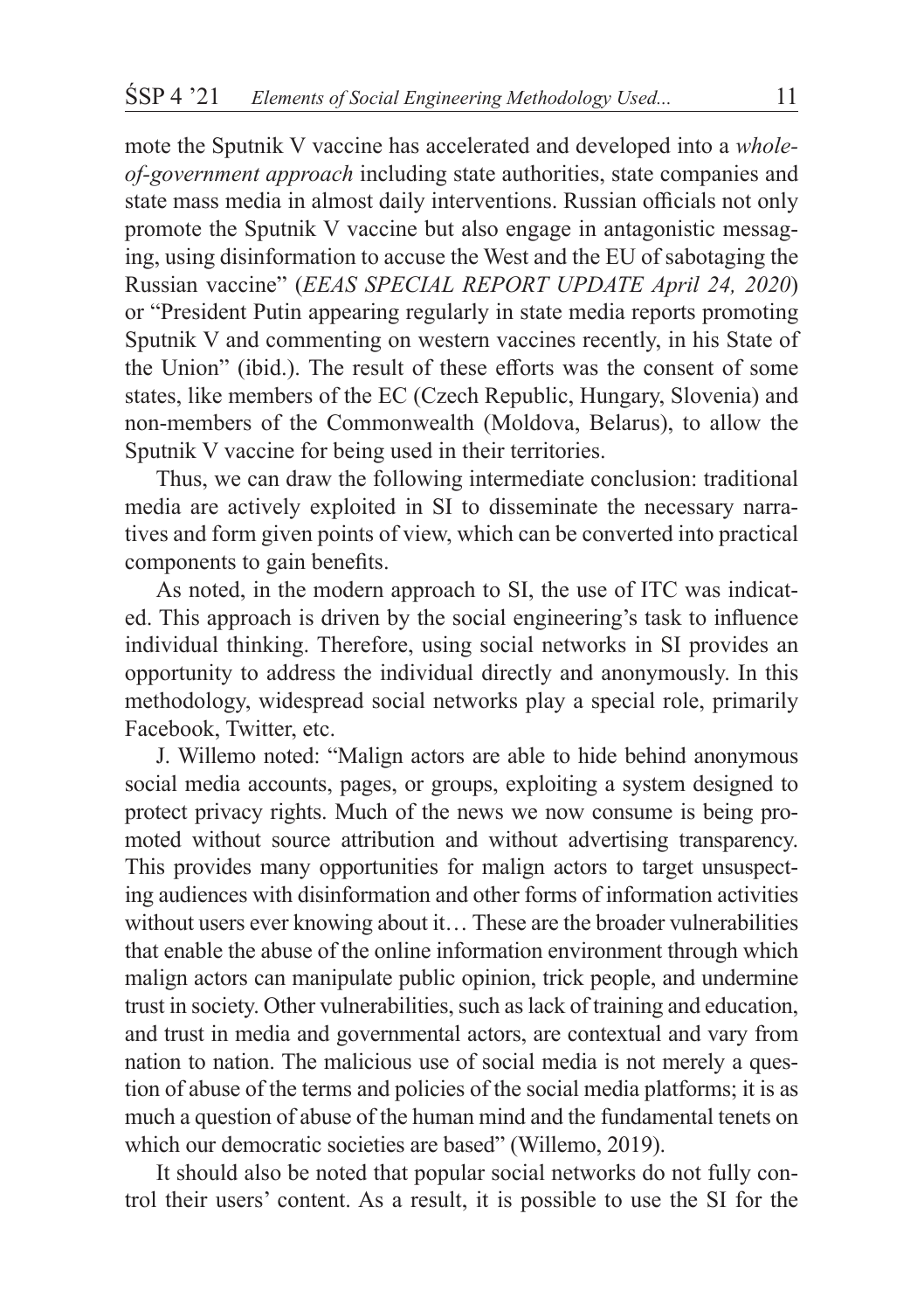mote the Sputnik V vaccine has accelerated and developed into a *whole-of-government approach* including state authorities, state companies and state mass media in almost daily interventions. Russian officials not only promote the Sputnik V vaccine but also engage in antagonistic messaging, using disinformation to accuse the West and the EU of sabotaging the Russian vaccine" (*EEAS SPECIAL REPORT UPDATE April 24, 2020*) or "President Putin appearing regularly in state media reports promoting Sputnik V and commenting on western vaccines recently, in his State of the Union" (ibid.). The result of these efforts was the consent of some states, like members of the EC (Czech Republic, Hungary, Slovenia) and non-members of the Commonwealth (Moldova, Belarus), to allow the Sputnik V vaccine for being used in their territories.

Thus, we can draw the following intermediate conclusion: traditional media are actively exploited in SI to disseminate the necessary narratives and form given points of view, which can be converted into practical components to gain benefits.

As noted, in the modern approach to SI, the use of ITC was indicated. This approach is driven by the social engineering's task to influence individual thinking. Therefore, using social networks in SI provides an opportunity to address the individual directly and anonymously. In this methodology, widespread social networks play a special role, primarily Facebook, Twitter, etc.

J. Willemo noted: "Malign actors are able to hide behind anonymous social media accounts, pages, or groups, exploiting a system designed to protect privacy rights. Much of the news we now consume is being promoted without source attribution and without advertising transparency. This provides many opportunities for malign actors to target unsuspecting audiences with disinformation and other forms of information activities without users ever knowing about it… These are the broader vulnerabilities that enable the abuse of the online information environment through which malign actors can manipulate public opinion, trick people, and undermine trust in society. Other vulnerabilities, such as lack of training and education, and trust in media and governmental actors, are contextual and vary from nation to nation. The malicious use of social media is not merely a question of abuse of the terms and policies of the social media platforms; it is as much a question of abuse of the human mind and the fundamental tenets on which our democratic societies are based" (Willemo, 2019).

It should also be noted that popular social networks do not fully control their users' content. As a result, it is possible to use the SI for the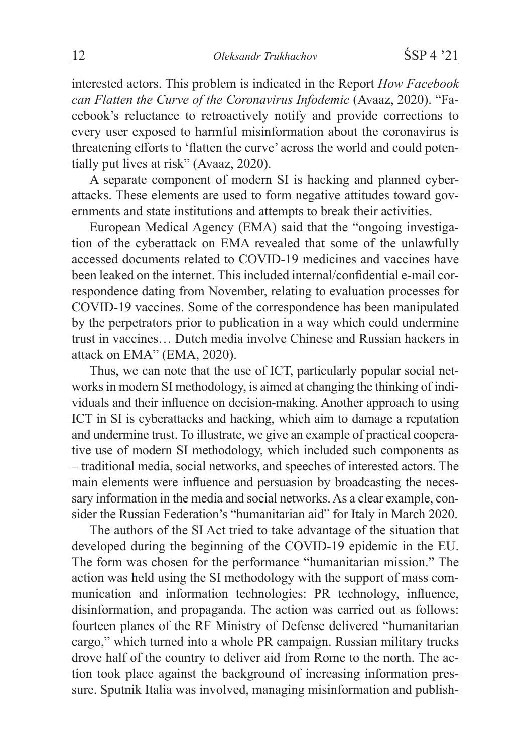interested actors. This problem is indicated in the Report *How Facebook can Flatten the Curve of the Coronavirus Infodemic* (Avaaz, 2020). "Facebook's reluctance to retroactively notify and provide corrections to every user exposed to harmful misinformation about the coronavirus is threatening efforts to 'flatten the curve' across the world and could potentially put lives at risk" (Avaaz, 2020).

A separate component of modern SI is hacking and planned cyberattacks. These elements are used to form negative attitudes toward governments and state institutions and attempts to break their activities.

European Medical Agency (EMA) said that the "ongoing investigation of the cyberattack on EMA revealed that some of the unlawfully accessed documents related to COVID-19 medicines and vaccines have been leaked on the internet. This included internal/confidential e-mail correspondence dating from November, relating to evaluation processes for COVID-19 vaccines. Some of the correspondence has been manipulated by the perpetrators prior to publication in a way which could undermine trust in vaccines… Dutch media involve Chinese and Russian hackers in attack on EMA" (EMA, 2020).

Thus, we can note that the use of ICT, particularly popular social networks in modern SI methodology, is aimed at changing the thinking of individuals and their influence on decision-making. Another approach to using ICT in SI is cyberattacks and hacking, which aim to damage a reputation and undermine trust. To illustrate, we give an example of practical cooperative use of modern SI methodology, which included such components as – traditional media, social networks, and speeches of interested actors. The main elements were influence and persuasion by broadcasting the necessary information in the media and social networks. As a clear example, consider the Russian Federation's "humanitarian aid" for Italy in March 2020.

The authors of the SI Act tried to take advantage of the situation that developed during the beginning of the COVID-19 epidemic in the EU. The form was chosen for the performance "humanitarian mission." The action was held using the SI methodology with the support of mass communication and information technologies: PR technology, influence, disinformation, and propaganda. The action was carried out as follows: fourteen planes of the RF Ministry of Defense delivered "humanitarian cargo," which turned into a whole PR campaign. Russian military trucks drove half of the country to deliver aid from Rome to the north. The action took place against the background of increasing information pressure. Sputnik Italia was involved, managing misinformation and publish-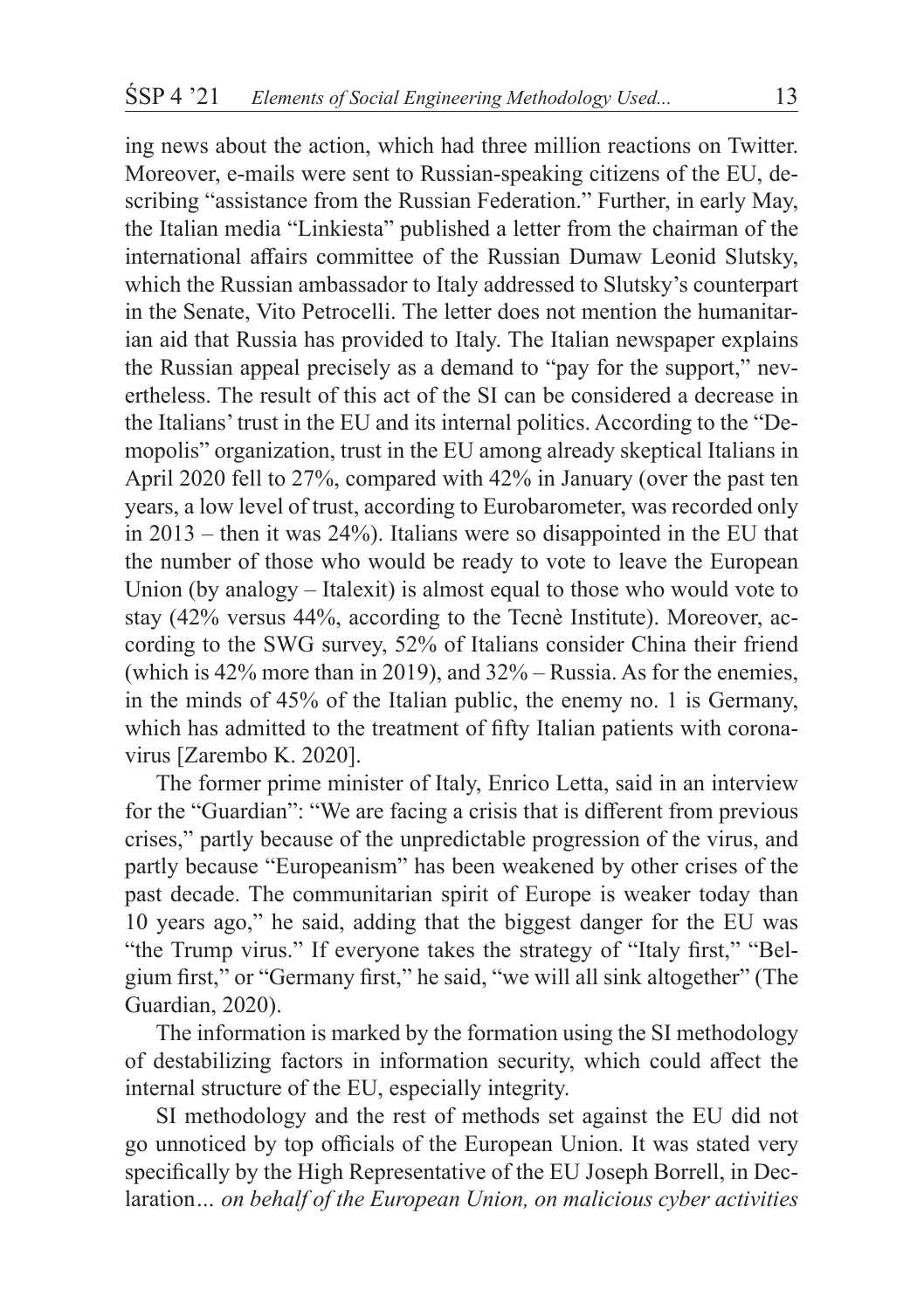ing news about the action, which had three million reactions on Twitter. Moreover, e-mails were sent to Russian-speaking citizens of the EU, describing "assistance from the Russian Federation." Further, in early May, the Italian media "Linkiesta" published a letter from the chairman of the international affairs committee of the Russian Dumaw Leonid Slutsky, which the Russian ambassador to Italy addressed to Slutsky's counterpart in the Senate, Vito Petrocelli. The letter does not mention the humanitarian aid that Russia has provided to Italy. The Italian newspaper explains the Russian appeal precisely as a demand to "pay for the support," nevertheless. The result of this act of the SI can be considered a decrease in the Italians' trust in the EU and its internal politics. According to the "Demopolis" organization, trust in the EU among already skeptical Italians in April 2020 fell to 27%, compared with 42% in January (over the past ten years, a low level of trust, according to Eurobarometer, was recorded only in 2013 – then it was 24%). Italians were so disappointed in the EU that the number of those who would be ready to vote to leave the European Union (by analogy – Italexit) is almost equal to those who would vote to stay (42% versus 44%, according to the Tecnè Institute). Moreover, according to the SWG survey, 52% of Italians consider China their friend (which is 42% more than in 2019), and 32% – Russia. As for the enemies, in the minds of 45% of the Italian public, the enemy no. 1 is Germany, which has admitted to the treatment of fifty Italian patients with coronavirus [Zarembo K. 2020].

The former prime minister of Italy, Enrico Letta, said in an interview for the "Guardian": "We are facing a crisis that is different from previous crises," partly because of the unpredictable progression of the virus, and partly because "Europeanism" has been weakened by other crises of the past decade. The communitarian spirit of Europe is weaker today than 10 years ago," he said, adding that the biggest danger for the EU was "the Trump virus." If everyone takes the strategy of "Italy first," "Belgium first," or "Germany first," he said, "we will all sink altogether" (The Guardian, 2020).

The information is marked by the formation using the SI methodology of destabilizing factors in information security, which could affect the internal structure of the EU, especially integrity.

SI methodology and the rest of methods set against the EU did not go unnoticed by top officials of the European Union. It was stated very specifically by the High Representative of the EU Joseph Borrell, in Declaration... *on behalf of the European Union, on malicious cyber activities*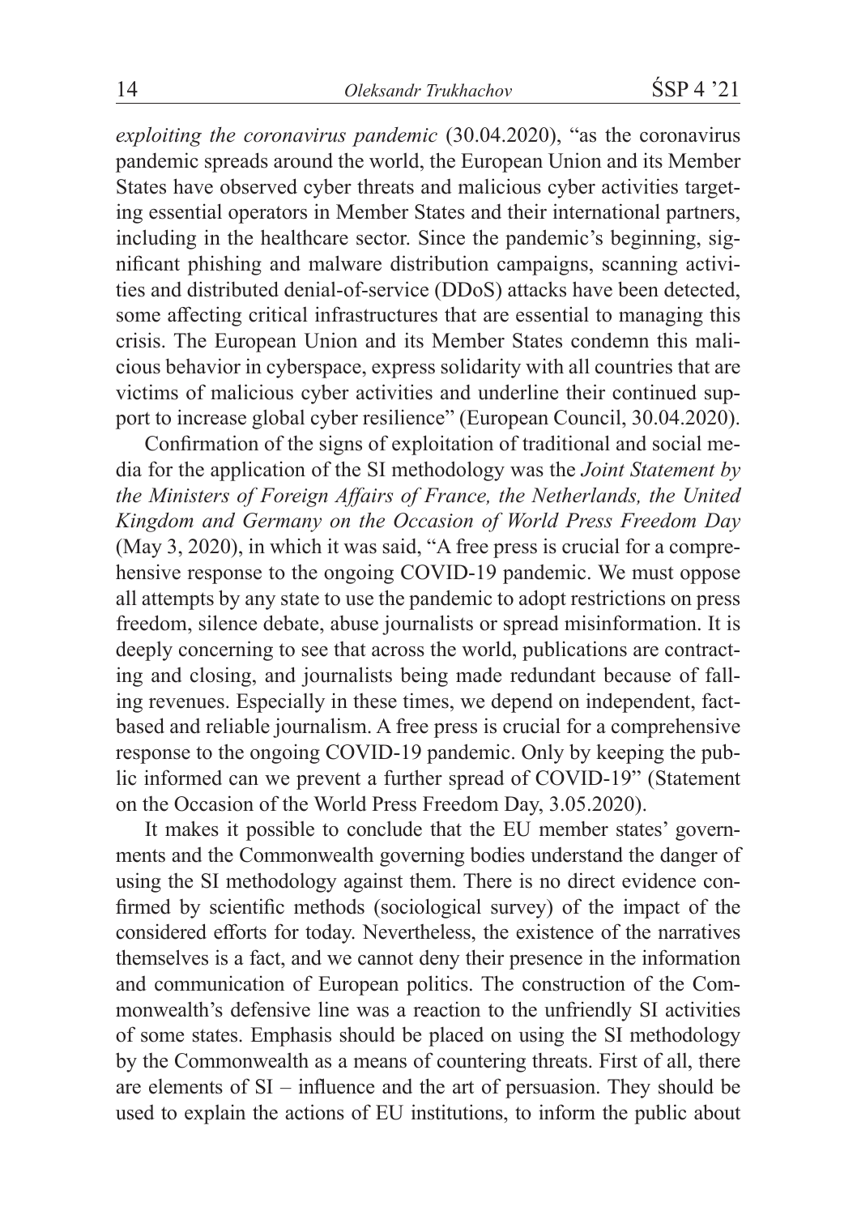*exploiting the coronavirus pandemic* (30.04.2020), "as the coronavirus pandemic spreads around the world, the European Union and its Member States have observed cyber threats and malicious cyber activities targeting essential operators in Member States and their international partners, including in the healthcare sector. Since the pandemic's beginning, significant phishing and malware distribution campaigns, scanning activities and distributed denial-of-service (DDoS) attacks have been detected, some affecting critical infrastructures that are essential to managing this crisis. The European Union and its Member States condemn this malicious behavior in cyberspace, express solidarity with all countries that are victims of malicious cyber activities and underline their continued support to increase global cyber resilience" (European Council, 30.04.2020).

Confirmation of the signs of exploitation of traditional and social media for the application of the SI methodology was the *Joint Statement by the Ministers of Foreign Affairs of France, the Netherlands, the United Kingdom and Germany on the Occasion of World Press Freedom Day* (May 3, 2020), in which it was said, "A free press is crucial for a comprehensive response to the ongoing COVID-19 pandemic. We must oppose all attempts by any state to use the pandemic to adopt restrictions on press freedom, silence debate, abuse journalists or spread misinformation. It is deeply concerning to see that across the world, publications are contracting and closing, and journalists being made redundant because of falling revenues. Especially in these times, we depend on independent, fact-based and reliable journalism. A free press is crucial for a comprehensive response to the ongoing COVID-19 pandemic. Only by keeping the public informed can we prevent a further spread of COVID-19" (Statement on the Occasion of the World Press Freedom Day, 3.05.2020).

It makes it possible to conclude that the EU member states' governments and the Commonwealth governing bodies understand the danger of using the SI methodology against them. There is no direct evidence confirmed by scientific methods (sociological survey) of the impact of the considered efforts for today. Nevertheless, the existence of the narratives themselves is a fact, and we cannot deny their presence in the information and communication of European politics. The construction of the Commonwealth's defensive line was a reaction to the unfriendly SI activities of some states. Emphasis should be placed on using the SI methodology by the Commonwealth as a means of countering threats. First of all, there are elements of SI – influence and the art of persuasion. They should be used to explain the actions of EU institutions, to inform the public about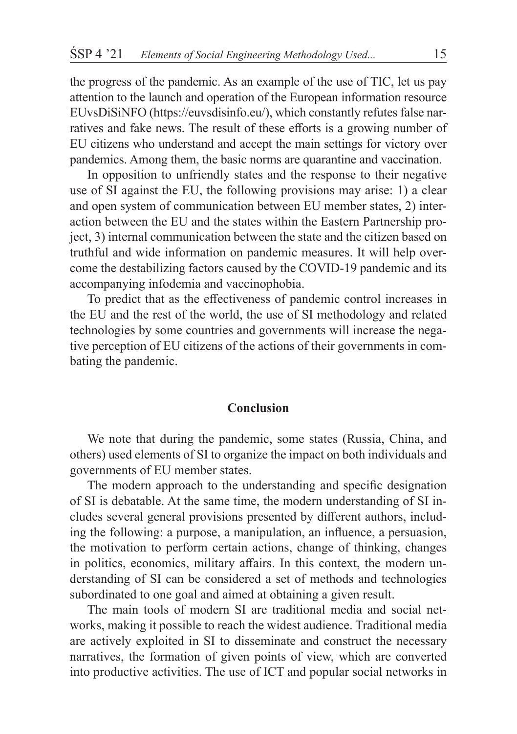the progress of the pandemic. As an example of the use of TIC, let us pay attention to the launch and operation of the European information resource EUvsDiSiNFO (https://euvsdisinfo.eu/), which constantly refutes false narratives and fake news. The result of these efforts is a growing number of EU citizens who understand and accept the main settings for victory over pandemics. Among them, the basic norms are quarantine and vaccination.

In opposition to unfriendly states and the response to their negative use of SI against the EU, the following provisions may arise: 1) a clear and open system of communication between EU member states, 2) interaction between the EU and the states within the Eastern Partnership project, 3) internal communication between the state and the citizen based on truthful and wide information on pandemic measures. It will help overcome the destabilizing factors caused by the COVID-19 pandemic and its accompanying infodemia and vaccinophobia.

To predict that as the effectiveness of pandemic control increases in the EU and the rest of the world, the use of SI methodology and related technologies by some countries and governments will increase the negative perception of EU citizens of the actions of their governments in combating the pandemic.

## Conclusion

We note that during the pandemic, some states (Russia, China, and others) used elements of SI to organize the impact on both individuals and governments of EU member states.

The modern approach to the understanding and specific designation of SI is debatable. At the same time, the modern understanding of SI includes several general provisions presented by different authors, including the following: a purpose, a manipulation, an influence, a persuasion, the motivation to perform certain actions, change of thinking, changes in politics, economics, military affairs. In this context, the modern understanding of SI can be considered a set of methods and technologies subordinated to one goal and aimed at obtaining a given result.

The main tools of modern SI are traditional media and social networks, making it possible to reach the widest audience. Traditional media are actively exploited in SI to disseminate and construct the necessary narratives, the formation of given points of view, which are converted into productive activities. The use of ICT and popular social networks in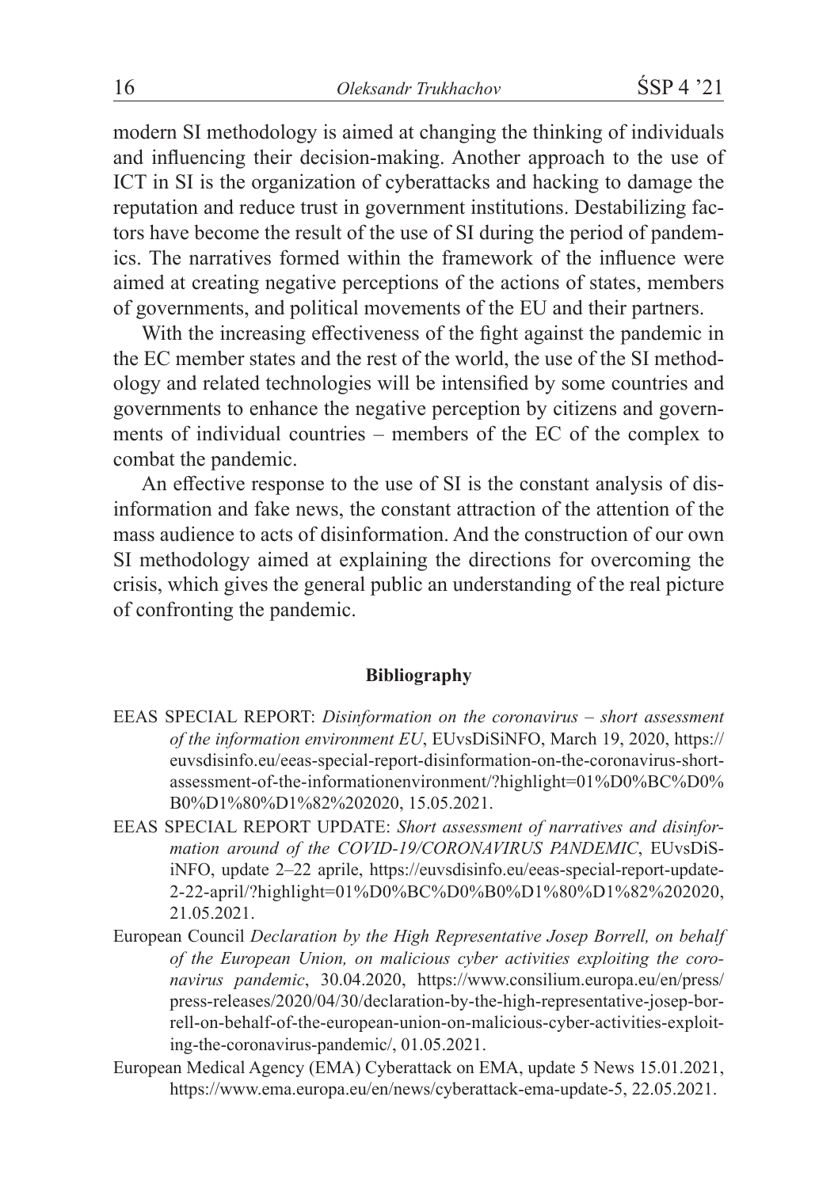modern SI methodology is aimed at changing the thinking of individuals and influencing their decision-making. Another approach to the use of ICT in SI is the organization of cyberattacks and hacking to damage the reputation and reduce trust in government institutions. Destabilizing factors have become the result of the use of SI during the period of pandemics. The narratives formed within the framework of the influence were aimed at creating negative perceptions of the actions of states, members of governments, and political movements of the EU and their partners.

With the increasing effectiveness of the fight against the pandemic in the EC member states and the rest of the world, the use of the SI methodology and related technologies will be intensified by some countries and governments to enhance the negative perception by citizens and governments of individual countries – members of the EC of the complex to combat the pandemic.

An effective response to the use of SI is the constant analysis of disinformation and fake news, the constant attraction of the attention of the mass audience to acts of disinformation. And the construction of our own SI methodology aimed at explaining the directions for overcoming the crisis, which gives the general public an understanding of the real picture of confronting the pandemic.

## Bibliography

EEAS SPECIAL REPORT: *Disinformation on the coronavirus – short assessment of the information environment EU*, EUvsDiSiNFO, March 19, 2020, https://euvsdisinfo.eu/eeas-special-report-disinformation-on-the-coronavirus-short-assessment-of-the-informationenvironment/?highlight=01%D0%BC%D0%B0%D1%80%D1%82%202020, 15.05.2021.

EEAS SPECIAL REPORT UPDATE: *Short assessment of narratives and disinformation around of the COVID-19/CORONAVIRUS PANDEMIC*, EUvsDiSiNFO, update 2–22 aprile, https://euvsdisinfo.eu/eeas-special-report-update-2-22-april/?highlight=01%D0%BC%D0%B0%D1%80%D1%82%202020, 21.05.2021.

European Council *Declaration by the High Representative Josep Borrell, on behalf of the European Union, on malicious cyber activities exploiting the coronavirus pandemic*, 30.04.2020, https://www.consilium.europa.eu/en/press/press-releases/2020/04/30/declaration-by-the-high-representative-josep-borrell-on-behalf-of-the-european-union-on-malicious-cyber-activities-exploiting-the-coronavirus-pandemic/, 01.05.2021.

European Medical Agency (EMA) Cyberattack on EMA, update 5 News 15.01.2021, https://www.ema.europa.eu/en/news/cyberattack-ema-update-5, 22.05.2021.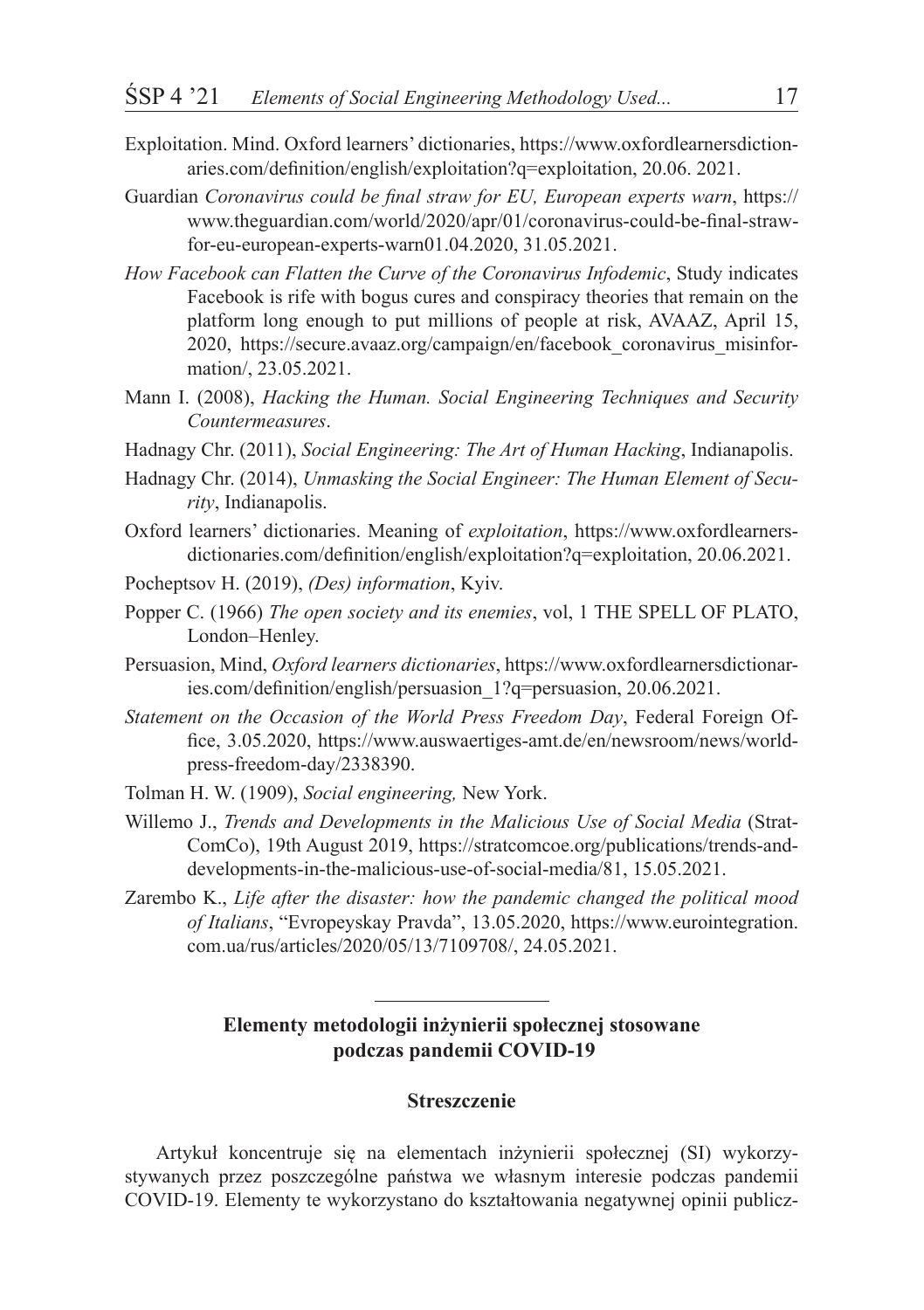Exploitation. Mind. Oxford learners' dictionaries, https://www.oxfordlearnersdictionaries.com/definition/english/exploitation?q=exploitation, 20.06. 2021.

Guardian *Coronavirus could be final straw for EU, European experts warn*, https://www.theguardian.com/world/2020/apr/01/coronavirus-could-be-final-straw-for-eu-european-experts-warn01.04.2020, 31.05.2021.

*How Facebook can Flatten the Curve of the Coronavirus Infodemic*, Study indicates Facebook is rife with bogus cures and conspiracy theories that remain on the platform long enough to put millions of people at risk, AVAAZ, April 15, 2020, https://secure.avaaz.org/campaign/en/facebook_coronavirus_misinformation/, 23.05.2021.

Mann I. (2008), *Hacking the Human. Social Engineering Techniques and Security Countermeasures*.

Hadnagy Chr. (2011), *Social Engineering: The Art of Human Hacking*, Indianapolis.

Hadnagy Chr. (2014), *Unmasking the Social Engineer: The Human Element of Security*, Indianapolis.

Oxford learners' dictionaries. Meaning of *exploitation*, https://www.oxfordlearnersdictionaries.com/definition/english/exploitation?q=exploitation, 20.06.2021.

Pocheptsov H. (2019), *(Des) information*, Kyiv.

Popper C. (1966) *The open society and its enemies*, vol, 1 THE SPELL OF PLATO, London–Henley.

Persuasion, Mind, *Oxford learners dictionaries*, https://www.oxfordlearnersdictionaries.com/definition/english/persuasion_1?q=persuasion, 20.06.2021.

*Statement on the Occasion of the World Press Freedom Day*, Federal Foreign Office, 3.05.2020, https://www.auswaertiges-amt.de/en/newsroom/news/world-press-freedom-day/2338390.

Tolman H. W. (1909), *Social engineering,* New York.

Willemo J., *Trends and Developments in the Malicious Use of Social Media* (StratComCo), 19th August 2019, https://stratcomcoe.org/publications/trends-and-developments-in-the-malicious-use-of-social-media/81, 15.05.2021.

Zarembo K., *Life after the disaster: how the pandemic changed the political mood of Italians*, "Evropeyskay Pravda", 13.05.2020, https://www.eurointegration.com.ua/rus/articles/2020/05/13/7109708/, 24.05.2021.

---

## Elementy metodologii inżynierii społecznej stosowane podczas pandemii COVID-19

### Streszczenie

Artykuł koncentruje się na elementach inżynierii społecznej (SI) wykorzystywanych przez poszczególne państwa we własnym interesie podczas pandemii COVID-19. Elementy te wykorzystano do kształtowania negatywnej opinii publicz-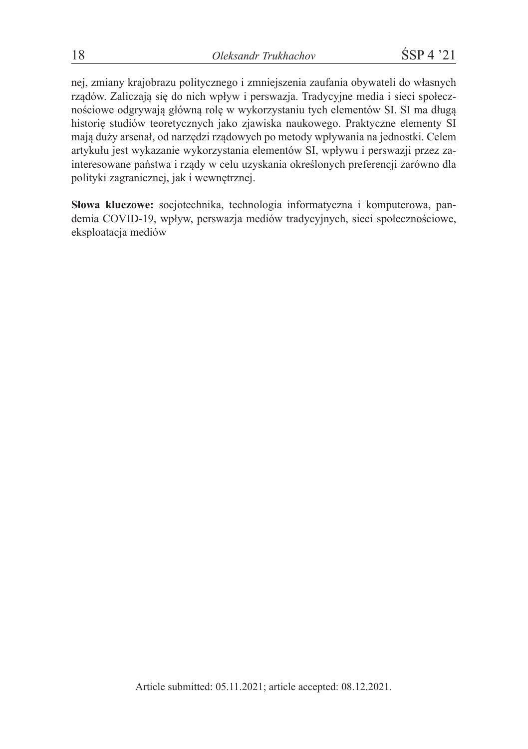nej, zmiany krajobrazu politycznego i zmniejszenia zaufania obywateli do własnych rządów. Zaliczają się do nich wpływ i perswazja. Tradycyjne media i sieci społecznościowe odgrywają główną rolę w wykorzystaniu tych elementów SI. SI ma długą historię studiów teoretycznych jako zjawiska naukowego. Praktyczne elementy SI mają duży arsenał, od narzędzi rządowych po metody wpływania na jednostki. Celem artykułu jest wykazanie wykorzystania elementów SI, wpływu i perswazji przez zainteresowane państwa i rządy w celu uzyskania określonych preferencji zarówno dla polityki zagranicznej, jak i wewnętrznej.

**Słowa kluczowe:** socjotechnika, technologia informatyczna i komputerowa, pandemia COVID-19, wpływ, perswazja mediów tradycyjnych, sieci społecznościowe, eksploatacja mediów

Article submitted: 05.11.2021; article accepted: 08.12.2021.